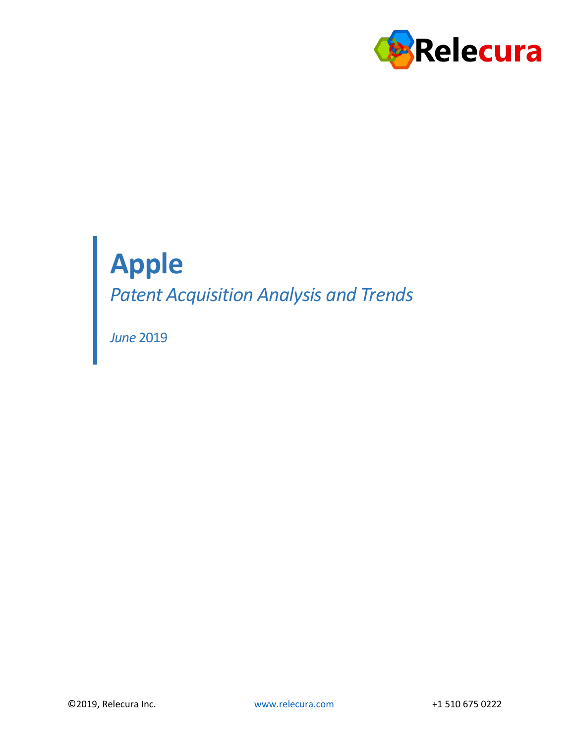# Apple

*Patent Acquisition Analysis and Trends*

*June* 2019

©2019, Relecura Inc. www.relecura.com +1 510 675 0222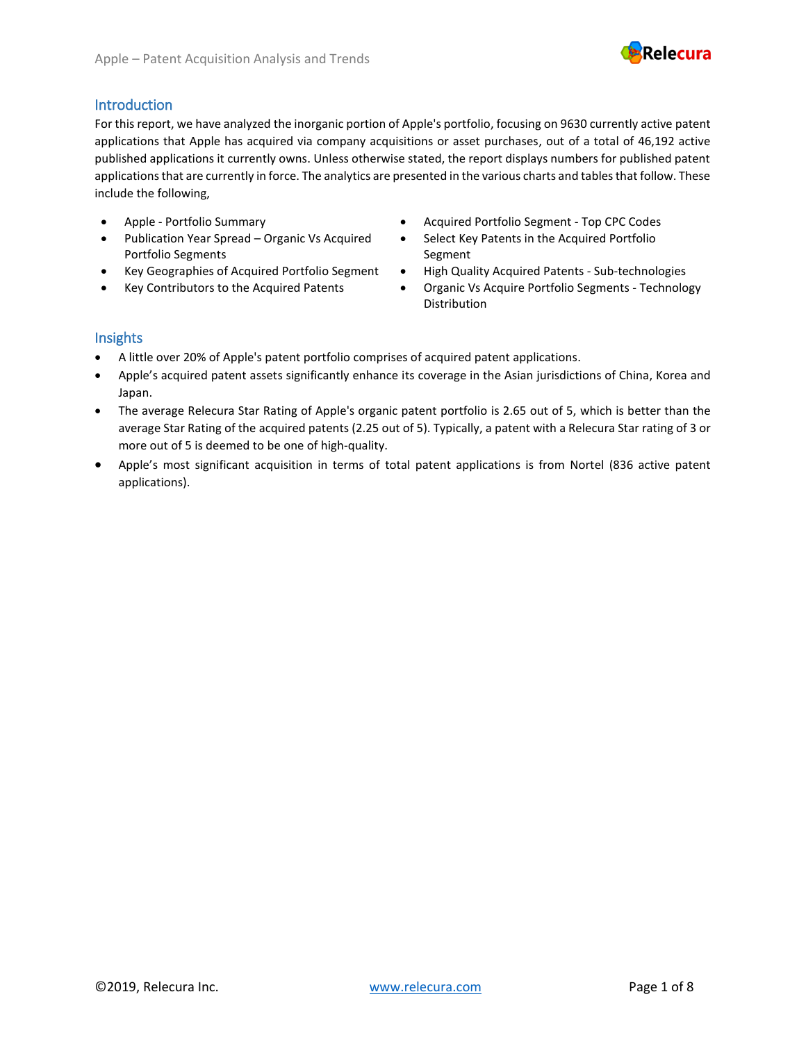## Introduction

For this report, we have analyzed the inorganic portion of Apple's portfolio, focusing on 9630 currently active patent applications that Apple has acquired via company acquisitions or asset purchases, out of a total of 46,192 active published applications it currently owns. Unless otherwise stated, the report displays numbers for published patent applications that are currently in force. The analytics are presented in the various charts and tables that follow. These include the following,

- Apple - Portfolio Summary
- Publication Year Spread – Organic Vs Acquired Portfolio Segments
- Key Geographies of Acquired Portfolio Segment
- Key Contributors to the Acquired Patents
- Acquired Portfolio Segment - Top CPC Codes
- Select Key Patents in the Acquired Portfolio Segment
- High Quality Acquired Patents - Sub-technologies
- Organic Vs Acquire Portfolio Segments - Technology Distribution

## Insights

- A little over 20% of Apple's patent portfolio comprises of acquired patent applications.
- Apple's acquired patent assets significantly enhance its coverage in the Asian jurisdictions of China, Korea and Japan.
- The average Relecura Star Rating of Apple's organic patent portfolio is 2.65 out of 5, which is better than the average Star Rating of the acquired patents (2.25 out of 5). Typically, a patent with a Relecura Star rating of 3 or more out of 5 is deemed to be one of high-quality.
- Apple's most significant acquisition in terms of total patent applications is from Nortel (836 active patent applications).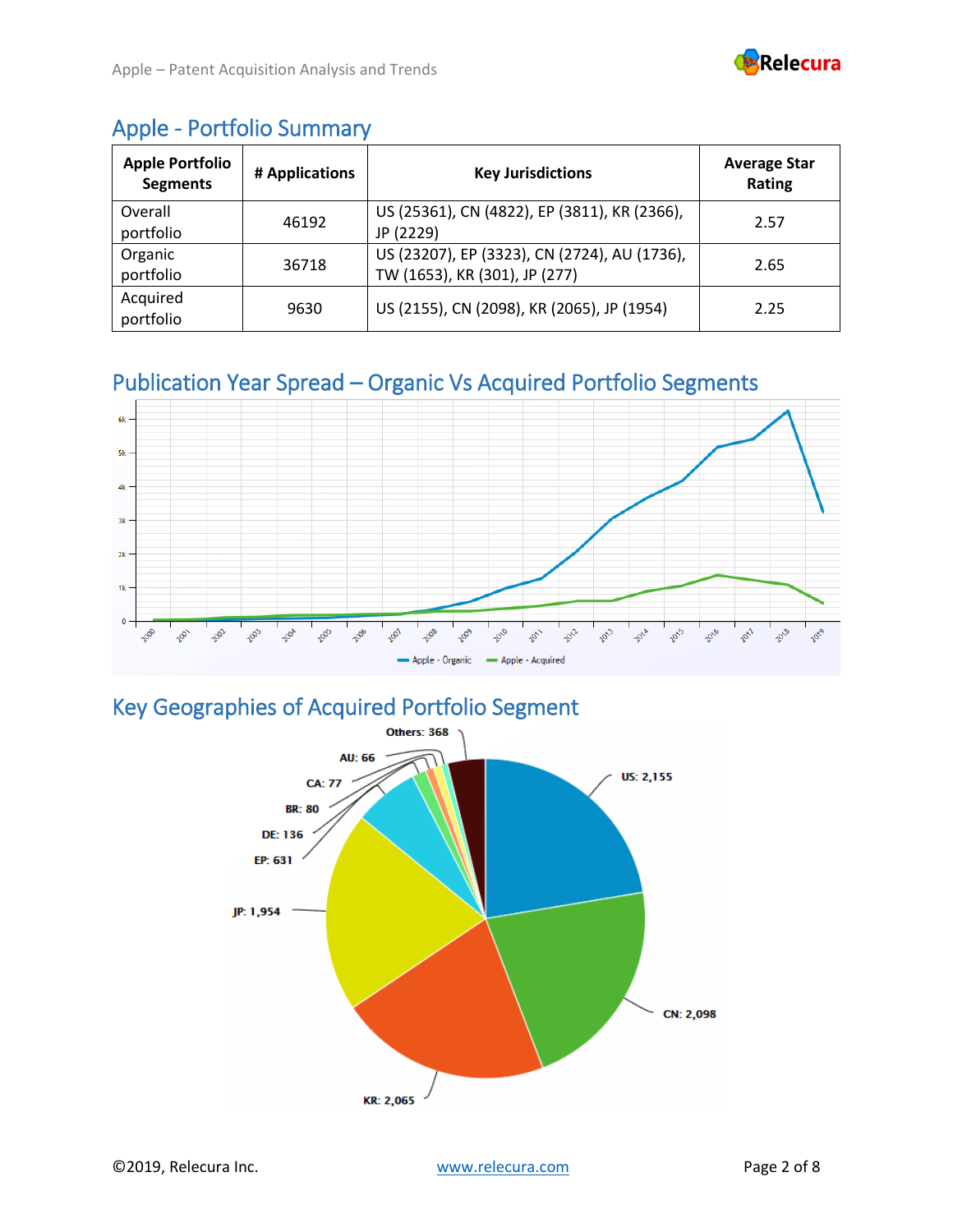## Apple - Portfolio Summary

| Apple Portfolio Segments | # Applications | Key Jurisdictions | Average Star Rating |
|---|---|---|---|
| Overall portfolio | 46192 | US (25361), CN (4822), EP (3811), KR (2366), JP (2229) | 2.57 |
| Organic portfolio | 36718 | US (23207), EP (3323), CN (2724), AU (1736), TW (1653), KR (301), JP (277) | 2.65 |
| Acquired portfolio | 9630 | US (2155), CN (2098), KR (2065), JP (1954) | 2.25 |

## Publication Year Spread – Organic Vs Acquired Portfolio Segments

## Key Geographies of Acquired Portfolio Segment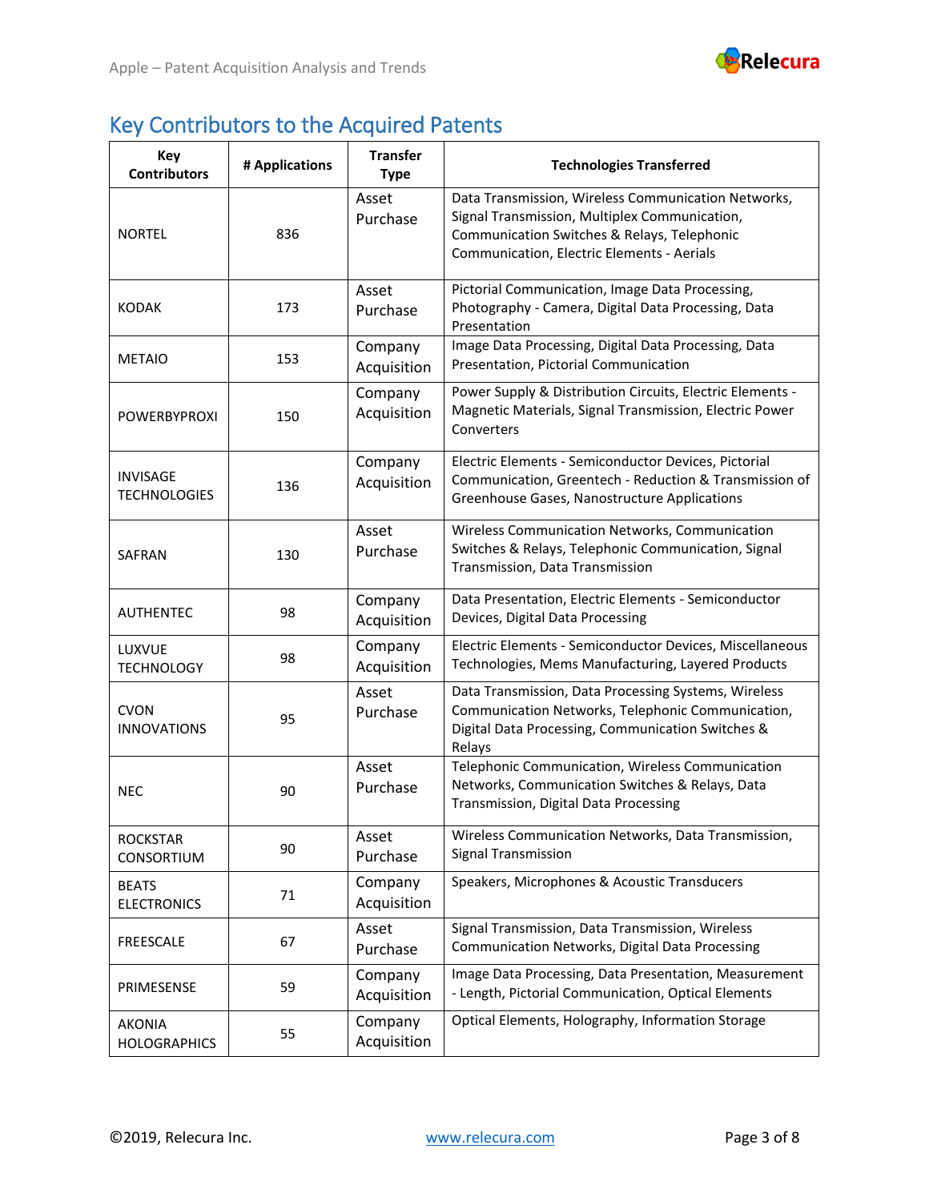## Key Contributors to the Acquired Patents

| Key Contributors | # Applications | Transfer Type | Technologies Transferred |
| --- | --- | --- | --- |
| NORTEL | 836 | Asset Purchase | Data Transmission, Wireless Communication Networks, Signal Transmission, Multiplex Communication, Communication Switches & Relays, Telephonic Communication, Electric Elements - Aerials |
| KODAK | 173 | Asset Purchase | Pictorial Communication, Image Data Processing, Photography - Camera, Digital Data Processing, Data Presentation |
| METAIO | 153 | Company Acquisition | Image Data Processing, Digital Data Processing, Data Presentation, Pictorial Communication |
| POWERBYPROXI | 150 | Company Acquisition | Power Supply & Distribution Circuits, Electric Elements - Magnetic Materials, Signal Transmission, Electric Power Converters |
| INVISAGE TECHNOLOGIES | 136 | Company Acquisition | Electric Elements - Semiconductor Devices, Pictorial Communication, Greentech - Reduction & Transmission of Greenhouse Gases, Nanostructure Applications |
| SAFRAN | 130 | Asset Purchase | Wireless Communication Networks, Communication Switches & Relays, Telephonic Communication, Signal Transmission, Data Transmission |
| AUTHENTEC | 98 | Company Acquisition | Data Presentation, Electric Elements - Semiconductor Devices, Digital Data Processing |
| LUXVUE TECHNOLOGY | 98 | Company Acquisition | Electric Elements - Semiconductor Devices, Miscellaneous Technologies, Mems Manufacturing, Layered Products |
| CVON INNOVATIONS | 95 | Asset Purchase | Data Transmission, Data Processing Systems, Wireless Communication Networks, Telephonic Communication, Digital Data Processing, Communication Switches & Relays |
| NEC | 90 | Asset Purchase | Telephonic Communication, Wireless Communication Networks, Communication Switches & Relays, Data Transmission, Digital Data Processing |
| ROCKSTAR CONSORTIUM | 90 | Asset Purchase | Wireless Communication Networks, Data Transmission, Signal Transmission |
| BEATS ELECTRONICS | 71 | Company Acquisition | Speakers, Microphones & Acoustic Transducers |
| FREESCALE | 67 | Asset Purchase | Signal Transmission, Data Transmission, Wireless Communication Networks, Digital Data Processing |
| PRIMESENSE | 59 | Company Acquisition | Image Data Processing, Data Presentation, Measurement - Length, Pictorial Communication, Optical Elements |
| AKONIA HOLOGRAPHICS | 55 | Company Acquisition | Optical Elements, Holography, Information Storage |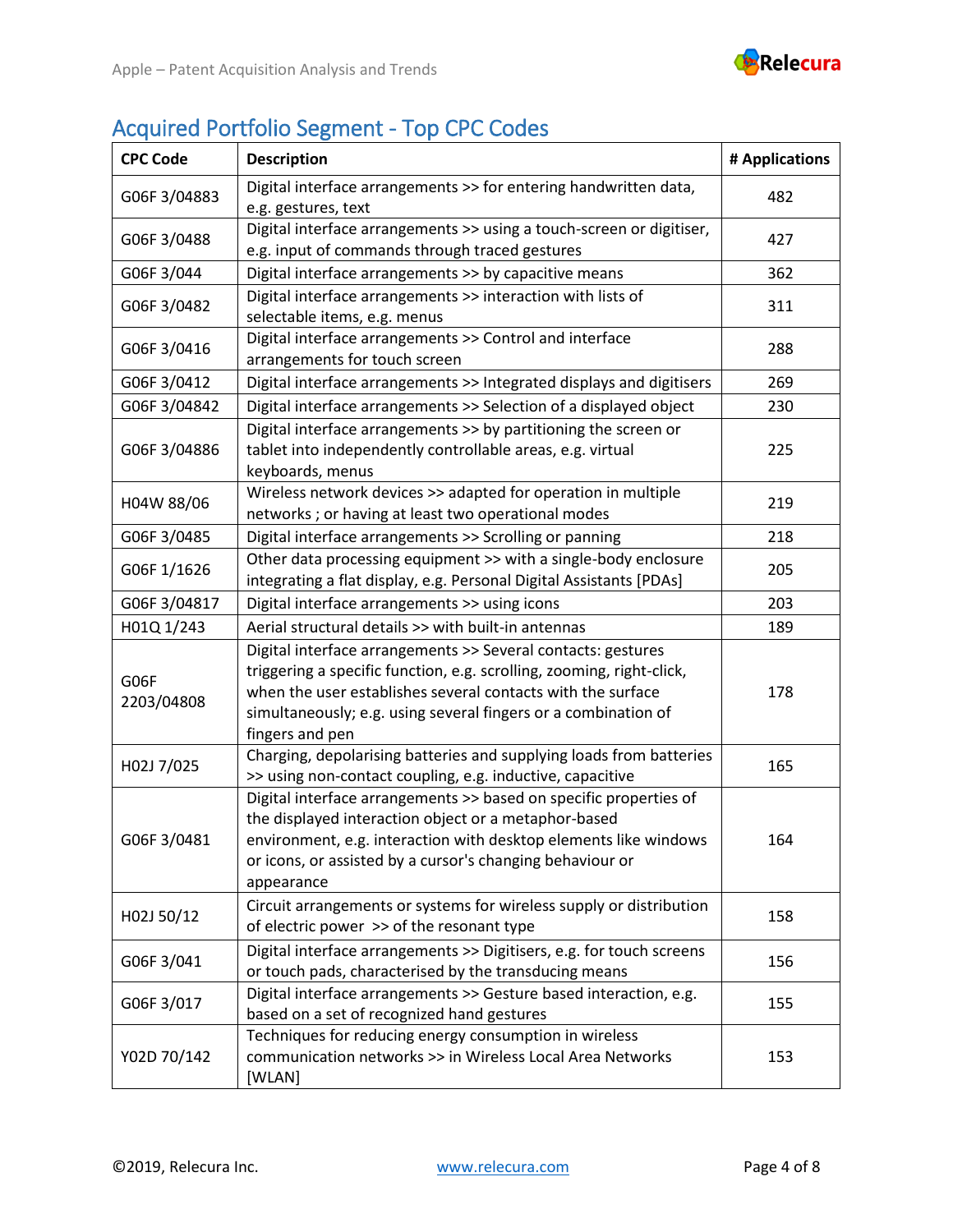## Acquired Portfolio Segment - Top CPC Codes

| CPC Code | Description | # Applications |
|---|---|---|
| G06F 3/04883 | Digital interface arrangements >> for entering handwritten data, e.g. gestures, text | 482 |
| G06F 3/0488 | Digital interface arrangements >> using a touch-screen or digitiser, e.g. input of commands through traced gestures | 427 |
| G06F 3/044 | Digital interface arrangements >> by capacitive means | 362 |
| G06F 3/0482 | Digital interface arrangements >> interaction with lists of selectable items, e.g. menus | 311 |
| G06F 3/0416 | Digital interface arrangements >> Control and interface arrangements for touch screen | 288 |
| G06F 3/0412 | Digital interface arrangements >> Integrated displays and digitisers | 269 |
| G06F 3/04842 | Digital interface arrangements >> Selection of a displayed object | 230 |
| G06F 3/04886 | Digital interface arrangements >> by partitioning the screen or tablet into independently controllable areas, e.g. virtual keyboards, menus | 225 |
| H04W 88/06 | Wireless network devices >> adapted for operation in multiple networks ; or having at least two operational modes | 219 |
| G06F 3/0485 | Digital interface arrangements >> Scrolling or panning | 218 |
| G06F 1/1626 | Other data processing equipment >> with a single-body enclosure integrating a flat display, e.g. Personal Digital Assistants [PDAs] | 205 |
| G06F 3/04817 | Digital interface arrangements >> using icons | 203 |
| H01Q 1/243 | Aerial structural details >> with built-in antennas | 189 |
| G06F 2203/04808 | Digital interface arrangements >> Several contacts: gestures triggering a specific function, e.g. scrolling, zooming, right-click, when the user establishes several contacts with the surface simultaneously; e.g. using several fingers or a combination of fingers and pen | 178 |
| H02J 7/025 | Charging, depolarising batteries and supplying loads from batteries >> using non-contact coupling, e.g. inductive, capacitive | 165 |
| G06F 3/0481 | Digital interface arrangements >> based on specific properties of the displayed interaction object or a metaphor-based environment, e.g. interaction with desktop elements like windows or icons, or assisted by a cursor's changing behaviour or appearance | 164 |
| H02J 50/12 | Circuit arrangements or systems for wireless supply or distribution of electric power >> of the resonant type | 158 |
| G06F 3/041 | Digital interface arrangements >> Digitisers, e.g. for touch screens or touch pads, characterised by the transducing means | 156 |
| G06F 3/017 | Digital interface arrangements >> Gesture based interaction, e.g. based on a set of recognized hand gestures | 155 |
| Y02D 70/142 | Techniques for reducing energy consumption in wireless communication networks >> in Wireless Local Area Networks [WLAN] | 153 |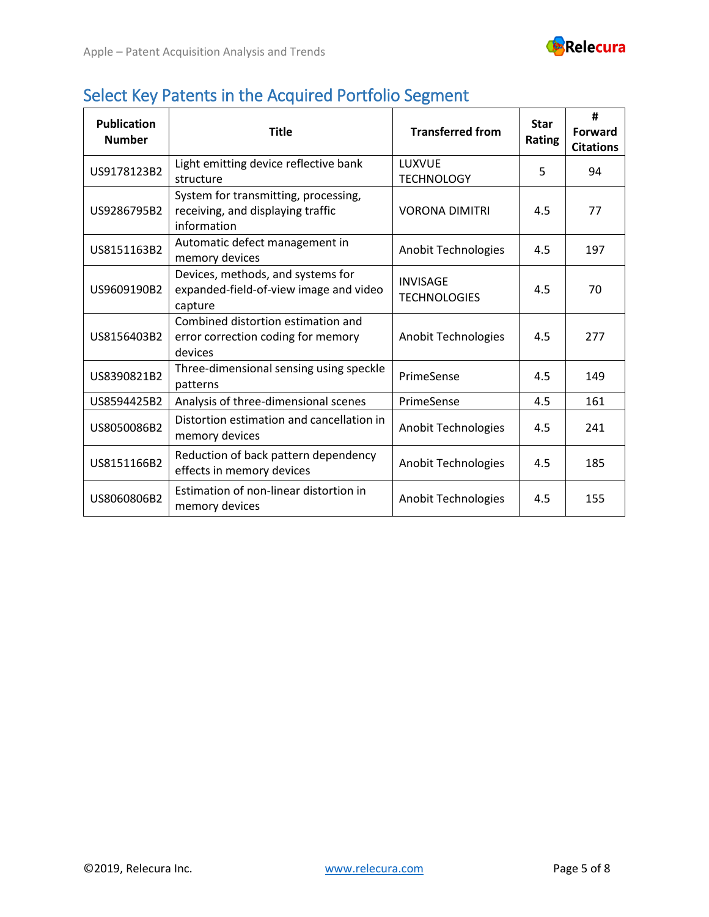## Select Key Patents in the Acquired Portfolio Segment

| Publication Number | Title | Transferred from | Star Rating | # Forward Citations |
|---|---|---|---|---|
| US9178123B2 | Light emitting device reflective bank structure | LUXVUE TECHNOLOGY | 5 | 94 |
| US9286795B2 | System for transmitting, processing, receiving, and displaying traffic information | VORONA DIMITRI | 4.5 | 77 |
| US8151163B2 | Automatic defect management in memory devices | Anobit Technologies | 4.5 | 197 |
| US9609190B2 | Devices, methods, and systems for expanded-field-of-view image and video capture | INVISAGE TECHNOLOGIES | 4.5 | 70 |
| US8156403B2 | Combined distortion estimation and error correction coding for memory devices | Anobit Technologies | 4.5 | 277 |
| US8390821B2 | Three-dimensional sensing using speckle patterns | PrimeSense | 4.5 | 149 |
| US8594425B2 | Analysis of three-dimensional scenes | PrimeSense | 4.5 | 161 |
| US8050086B2 | Distortion estimation and cancellation in memory devices | Anobit Technologies | 4.5 | 241 |
| US8151166B2 | Reduction of back pattern dependency effects in memory devices | Anobit Technologies | 4.5 | 185 |
| US8060806B2 | Estimation of non-linear distortion in memory devices | Anobit Technologies | 4.5 | 155 |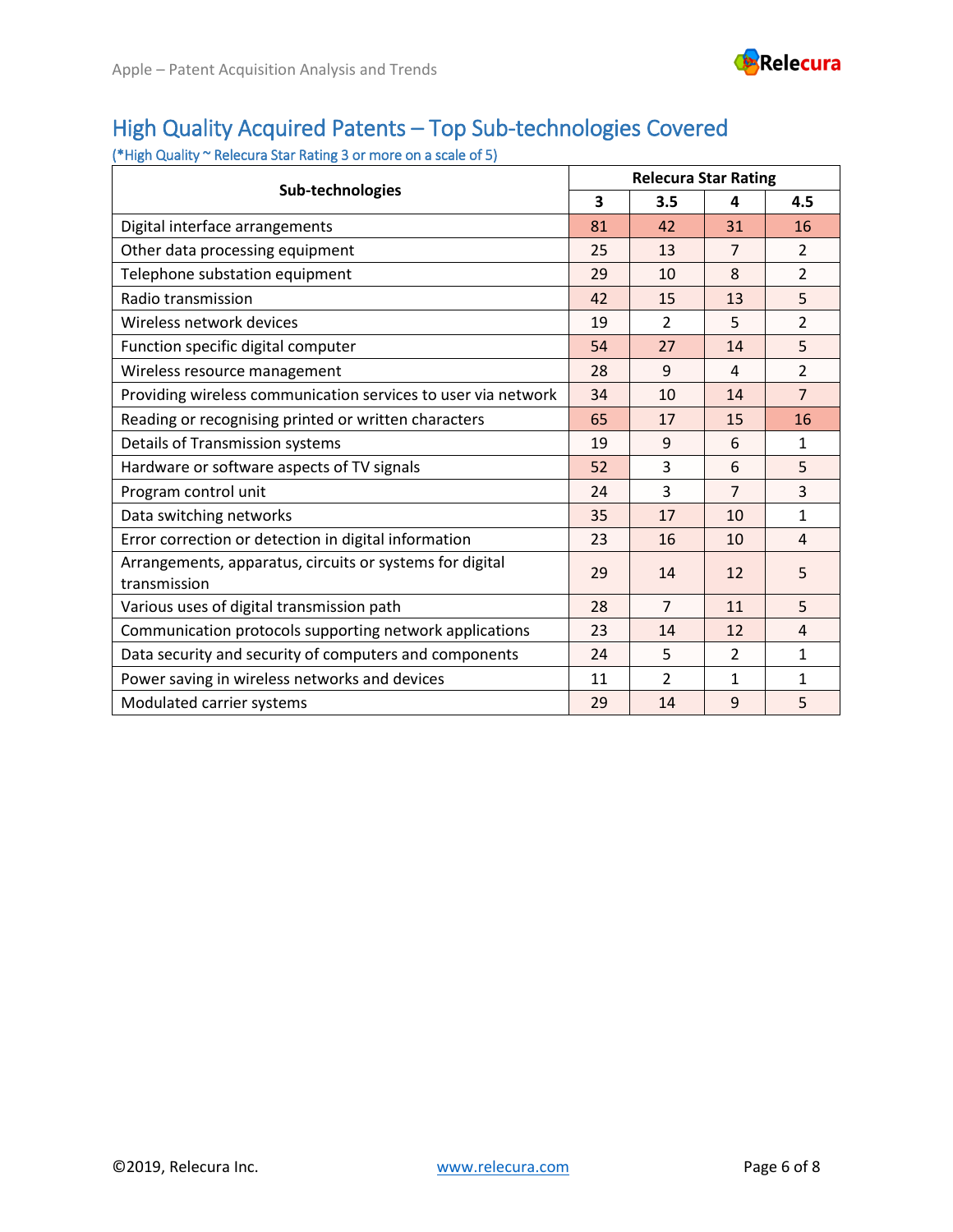## High Quality Acquired Patents – Top Sub-technologies Covered

(*High Quality ~ Relecura Star Rating 3 or more on a scale of 5)

| Sub-technologies | Relecura Star Rating | | | |
|---|---|---|---|---|
| | 3 | 3.5 | 4 | 4.5 |
| Digital interface arrangements | 81 | 42 | 31 | 16 |
| Other data processing equipment | 25 | 13 | 7 | 2 |
| Telephone substation equipment | 29 | 10 | 8 | 2 |
| Radio transmission | 42 | 15 | 13 | 5 |
| Wireless network devices | 19 | 2 | 5 | 2 |
| Function specific digital computer | 54 | 27 | 14 | 5 |
| Wireless resource management | 28 | 9 | 4 | 2 |
| Providing wireless communication services to user via network | 34 | 10 | 14 | 7 |
| Reading or recognising printed or written characters | 65 | 17 | 15 | 16 |
| Details of Transmission systems | 19 | 9 | 6 | 1 |
| Hardware or software aspects of TV signals | 52 | 3 | 6 | 5 |
| Program control unit | 24 | 3 | 7 | 3 |
| Data switching networks | 35 | 17 | 10 | 1 |
| Error correction or detection in digital information | 23 | 16 | 10 | 4 |
| Arrangements, apparatus, circuits or systems for digital transmission | 29 | 14 | 12 | 5 |
| Various uses of digital transmission path | 28 | 7 | 11 | 5 |
| Communication protocols supporting network applications | 23 | 14 | 12 | 4 |
| Data security and security of computers and components | 24 | 5 | 2 | 1 |
| Power saving in wireless networks and devices | 11 | 2 | 1 | 1 |
| Modulated carrier systems | 29 | 14 | 9 | 5 |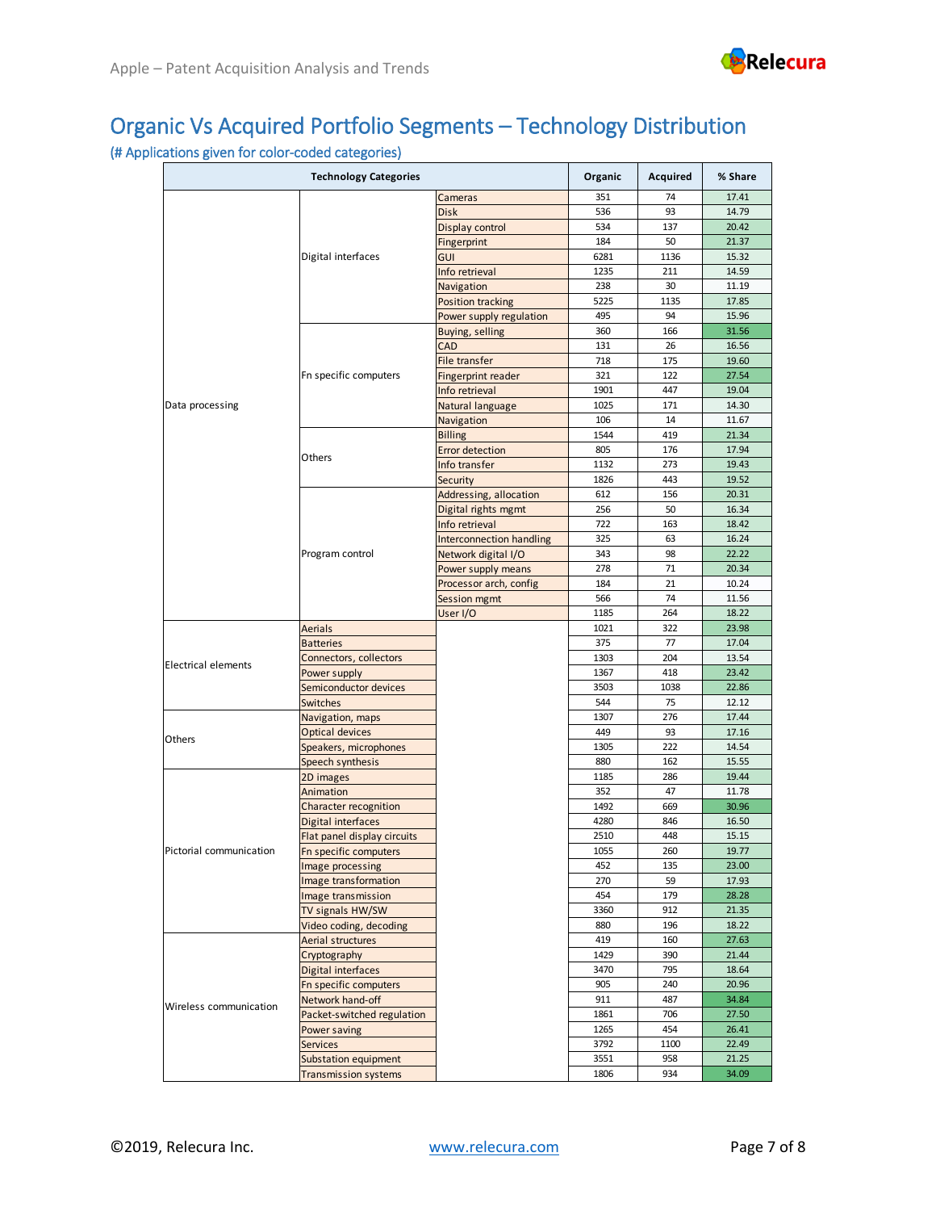## Organic Vs Acquired Portfolio Segments – Technology Distribution

(# Applications given for color-coded categories)

| Technology Categories | | | Organic | Acquired | % Share |
|---|---|---|---|---|---|
| Data processing | Digital interfaces | Cameras | 351 | 74 | 17.41 |
| | | Disk | 536 | 93 | 14.79 |
| | | Display control | 534 | 137 | 20.42 |
| | | Fingerprint | 184 | 50 | 21.37 |
| | | GUI | 6281 | 1136 | 15.32 |
| | | Info retrieval | 1235 | 211 | 14.59 |
| | | Navigation | 238 | 30 | 11.19 |
| | | Position tracking | 5225 | 1135 | 17.85 |
| | | Power supply regulation | 495 | 94 | 15.96 |
| | Fn specific computers | Buying, selling | 360 | 166 | 31.56 |
| | | CAD | 131 | 26 | 16.56 |
| | | File transfer | 718 | 175 | 19.60 |
| | | Fingerprint reader | 321 | 122 | 27.54 |
| | | Info retrieval | 1901 | 447 | 19.04 |
| | | Natural language | 1025 | 171 | 14.30 |
| | | Navigation | 106 | 14 | 11.67 |
| | Others | Billing | 1544 | 419 | 21.34 |
| | | Error detection | 805 | 176 | 17.94 |
| | | Info transfer | 1132 | 273 | 19.43 |
| | | Security | 1826 | 443 | 19.52 |
| | Program control | Addressing, allocation | 612 | 156 | 20.31 |
| | | Digital rights mgmt | 256 | 50 | 16.34 |
| | | Info retrieval | 722 | 163 | 18.42 |
| | | Interconnection handling | 325 | 63 | 16.24 |
| | | Network digital I/O | 343 | 98 | 22.22 |
| | | Power supply means | 278 | 71 | 20.34 |
| | | Processor arch, config | 184 | 21 | 10.24 |
| | | Session mgmt | 566 | 74 | 11.56 |
| | | User I/O | 1185 | 264 | 18.22 |
| Electrical elements | Aerials | | 1021 | 322 | 23.98 |
| | Batteries | | 375 | 77 | 17.04 |
| | Connectors, collectors | | 1303 | 204 | 13.54 |
| | Power supply | | 1367 | 418 | 23.42 |
| | Semiconductor devices | | 3503 | 1038 | 22.86 |
| | Switches | | 544 | 75 | 12.12 |
| Others | Navigation, maps | | 1307 | 276 | 17.44 |
| | Optical devices | | 449 | 93 | 17.16 |
| | Speakers, microphones | | 1305 | 222 | 14.54 |
| | Speech synthesis | | 880 | 162 | 15.55 |
| Pictorial communication | 2D images | | 1185 | 286 | 19.44 |
| | Animation | | 352 | 47 | 11.78 |
| | Character recognition | | 1492 | 669 | 30.96 |
| | Digital interfaces | | 4280 | 846 | 16.50 |
| | Flat panel display circuits | | 2510 | 448 | 15.15 |
| | Fn specific computers | | 1055 | 260 | 19.77 |
| | Image processing | | 452 | 135 | 23.00 |
| | Image transformation | | 270 | 59 | 17.93 |
| | Image transmission | | 454 | 179 | 28.28 |
| | TV signals HW/SW | | 3360 | 912 | 21.35 |
| | Video coding, decoding | | 880 | 196 | 18.22 |
| Wireless communication | Aerial structures | | 419 | 160 | 27.63 |
| | Cryptography | | 1429 | 390 | 21.44 |
| | Digital interfaces | | 3470 | 795 | 18.64 |
| | Fn specific computers | | 905 | 240 | 20.96 |
| | Network hand-off | | 911 | 487 | 34.84 |
| | Packet-switched regulation | | 1861 | 706 | 27.50 |
| | Power saving | | 1265 | 454 | 26.41 |
| | Services | | 3792 | 1100 | 22.49 |
| | Substation equipment | | 3551 | 958 | 21.25 |
| | Transmission systems | | 1806 | 934 | 34.09 |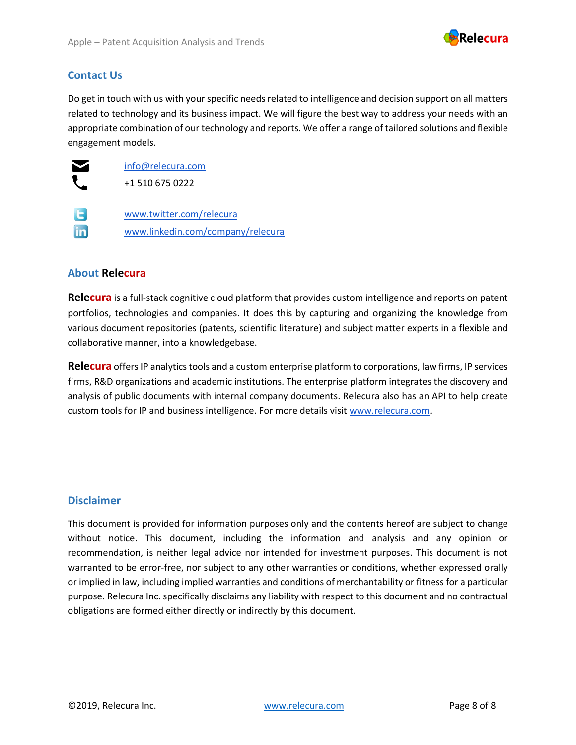## Contact Us

Do get in touch with us with your specific needs related to intelligence and decision support on all matters related to technology and its business impact. We will figure the best way to address your needs with an appropriate combination of our technology and reports. We offer a range of tailored solutions and flexible engagement models.

info@relecura.com
+1 510 675 0222

www.twitter.com/relecura
www.linkedin.com/company/relecura

## About Relecura

**Relecura** is a full-stack cognitive cloud platform that provides custom intelligence and reports on patent portfolios, technologies and companies. It does this by capturing and organizing the knowledge from various document repositories (patents, scientific literature) and subject matter experts in a flexible and collaborative manner, into a knowledgebase.

**Relecura** offers IP analytics tools and a custom enterprise platform to corporations, law firms, IP services firms, R&D organizations and academic institutions. The enterprise platform integrates the discovery and analysis of public documents with internal company documents. Relecura also has an API to help create custom tools for IP and business intelligence. For more details visit www.relecura.com.

## Disclaimer

This document is provided for information purposes only and the contents hereof are subject to change without notice. This document, including the information and analysis and any opinion or recommendation, is neither legal advice nor intended for investment purposes. This document is not warranted to be error-free, nor subject to any other warranties or conditions, whether expressed orally or implied in law, including implied warranties and conditions of merchantability or fitness for a particular purpose. Relecura Inc. specifically disclaims any liability with respect to this document and no contractual obligations are formed either directly or indirectly by this document.